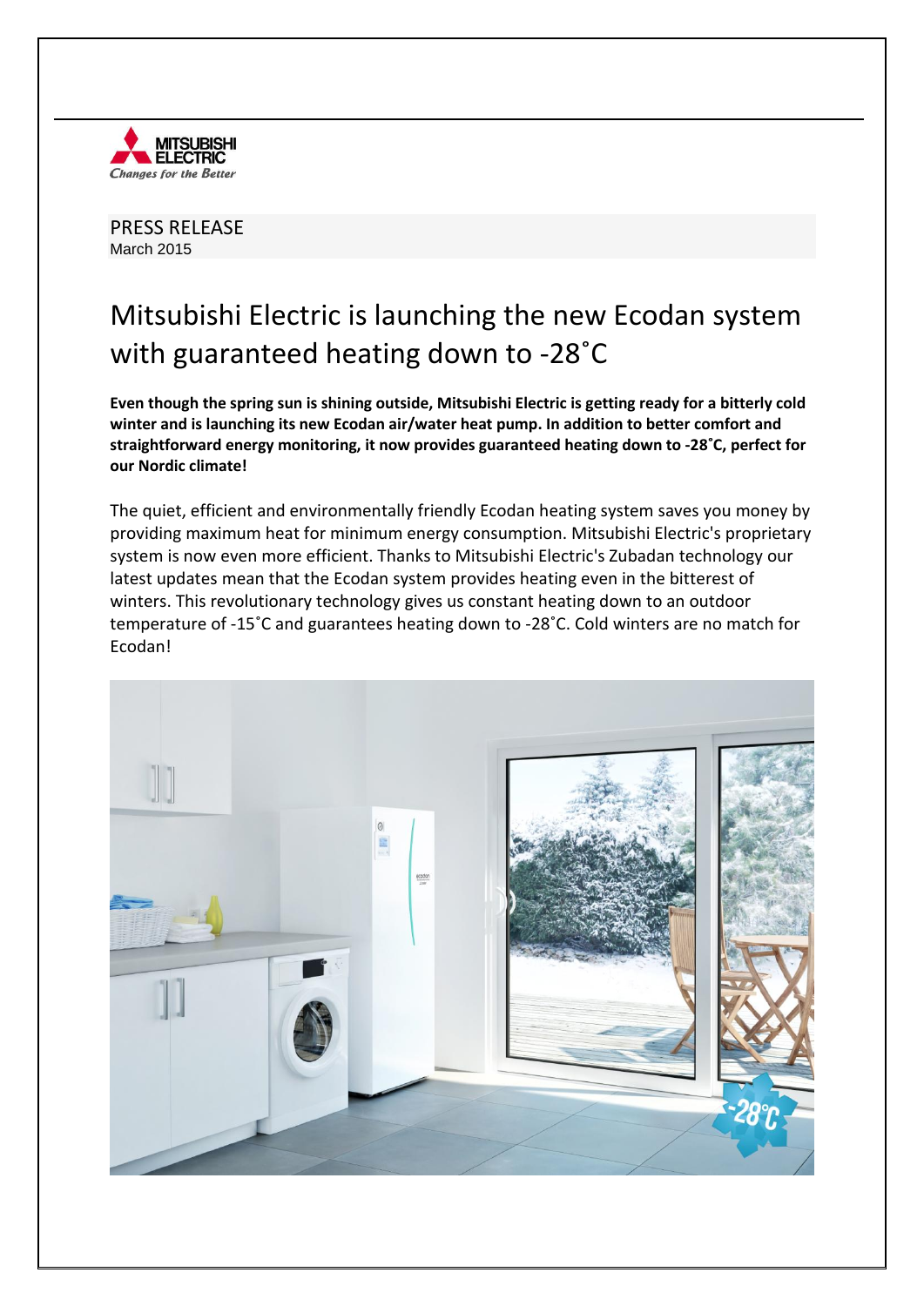PRESS RELEASE
March 2015

# Mitsubishi Electric is launching the new Ecodan system with guaranteed heating down to -28˚C

**Even though the spring sun is shining outside, Mitsubishi Electric is getting ready for a bitterly cold winter and is launching its new Ecodan air/water heat pump. In addition to better comfort and straightforward energy monitoring, it now provides guaranteed heating down to -28˚C, perfect for our Nordic climate!**

The quiet, efficient and environmentally friendly Ecodan heating system saves you money by providing maximum heat for minimum energy consumption. Mitsubishi Electric's proprietary system is now even more efficient. Thanks to Mitsubishi Electric's Zubadan technology our latest updates mean that the Ecodan system provides heating even in the bitterest of winters. This revolutionary technology gives us constant heating down to an outdoor temperature of -15˚C and guarantees heating down to -28˚C. Cold winters are no match for Ecodan!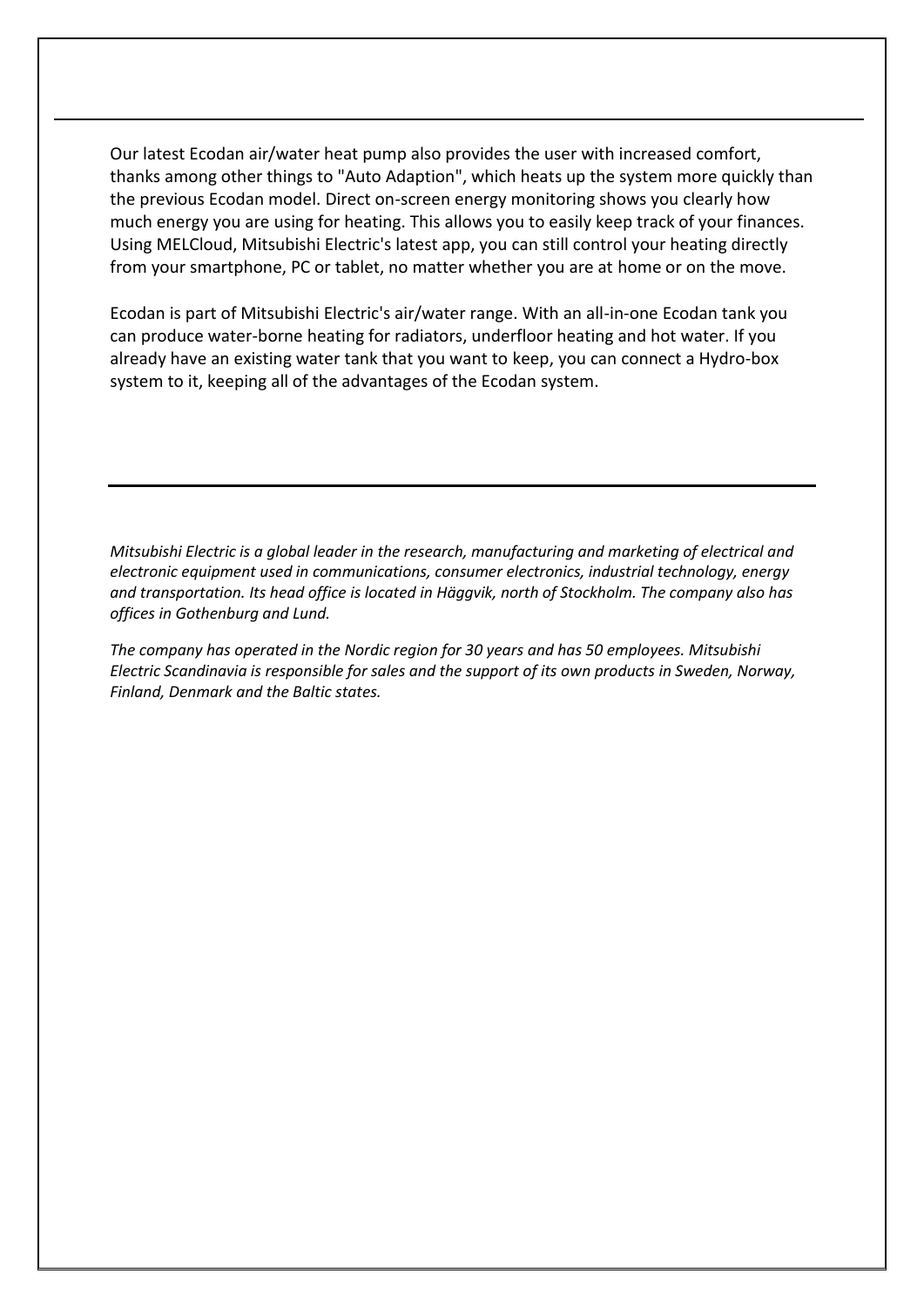Our latest Ecodan air/water heat pump also provides the user with increased comfort, thanks among other things to "Auto Adaption", which heats up the system more quickly than the previous Ecodan model. Direct on-screen energy monitoring shows you clearly how much energy you are using for heating. This allows you to easily keep track of your finances. Using MELCloud, Mitsubishi Electric's latest app, you can still control your heating directly from your smartphone, PC or tablet, no matter whether you are at home or on the move.

Ecodan is part of Mitsubishi Electric's air/water range. With an all-in-one Ecodan tank you can produce water-borne heating for radiators, underfloor heating and hot water. If you already have an existing water tank that you want to keep, you can connect a Hydro-box system to it, keeping all of the advantages of the Ecodan system.

---

*Mitsubishi Electric is a global leader in the research, manufacturing and marketing of electrical and electronic equipment used in communications, consumer electronics, industrial technology, energy and transportation. Its head office is located in Häggvik, north of Stockholm. The company also has offices in Gothenburg and Lund.*

*The company has operated in the Nordic region for 30 years and has 50 employees. Mitsubishi Electric Scandinavia is responsible for sales and the support of its own products in Sweden, Norway, Finland, Denmark and the Baltic states.*